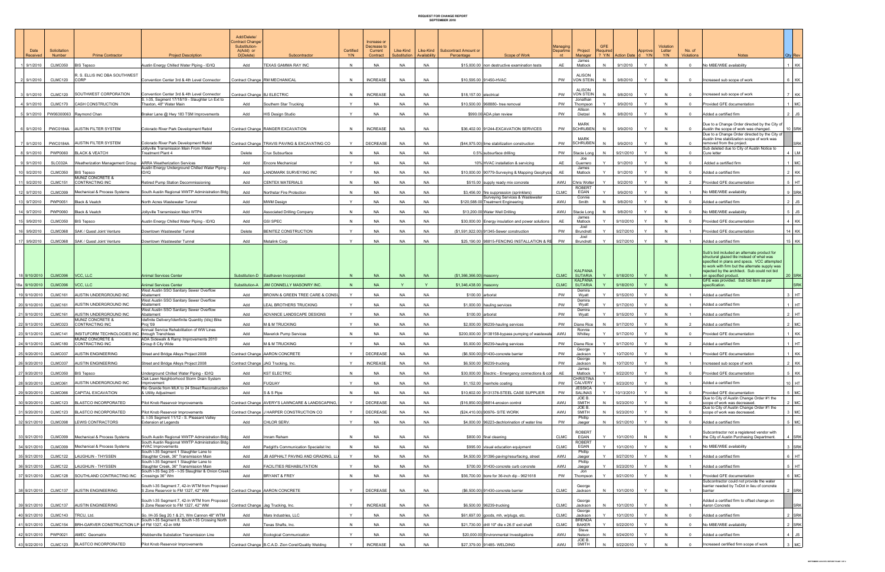# REQUEST FOR CHANGE REPORT
## SEPTEMBER 2010

| | Date Received | Solicitation Number | Prime Contractor | Project Description | Add/Delete/ Contract Change/ Substitution- A(Add) or D(Delete) | Subcontractor | Certified Y/N | Increase or Decrease to Current Contract | Like-Kind Substitution | Like-Kind Availability | Subcontract Amount or Percentage | Scope of Work | Managing Department | Project Manager | GFE Required? Y/N | Action Date | Approved Y/N | Violation Letter Y/N | No. of Violations | Notes | Qty | Rev |
|---|---|---|---|---|---|---|---|---|---|---|---|---|---|---|---|---|---|---|---|---|---|---|
| 1 | 9/1/2010 | CLMC050 | BIS Tepsco | Austin Energy Chilled Water Piping - ID/IQ | Add | TEXAS GAMMA RAY INC | N | NA | NA | NA | $15,000.00 | non destructive examination tests | AE | James Matlock | N | 9/1/2010 | Y | N | 0 | No MBE/WBE availability | 1 | KK |
| 2 | 9/1/2010 | CLMC120 | R. S. ELLIS INC DBA SOUTHWEST CORP | Convention Center 3rd & 4th Level Connector | Contract Change | RM MECHANICAL | N | INCREASE | NA | NA | $10,595.00 | 91450-HVAC | PW | ALISON VON STEIN | N | 9/8/2010 | Y | N | 0 | Increased sub scope of work | 6 | KK |
| 3 | 9/1/2010 | CLMC120 | SOUTHWEST CORPORATION | Convention Center 3rd & 4th Level Connector | Contract Change | BJ ELECTRIC | N | INCREASE | NA | NA | $18,157.00 | electrical | PW | ALISON VON STEIN | N | 9/8/2010 | Y | N | 0 | Increased sub scope of work | 7 | KK |
| 4 | 9/1/2010 | CLMC170 | CASH CONSTRUCTION | S. I-35, Segment 17/18/19 - Slaughter Ln Ext to Thaxton, 48" Water Main | Add | Southern Star Trucking | Y | NA | NA | NA | $10,500.00 | 968880- tree removal | PW | Jonathan Thompson | Y | 9/9/2010 | Y | N | 0 | Provided GFE documentation | 1 | MC |
| 5 | 9/1/2010 | PW06300063 | Raymond Chan | Breker Lane @ Hwy 183 TSM Improvements | Add | HIS Design Studio | Y | NA | NA | NA | $990.00 | ADA plan review | PW | Allison Dietzel | N | 9/8/2010 | Y | N | 0 | Added a certified firm | 2 | JS |
| 6 | 9/1/2010 | PWC0184A | AUSTIN FILTER SYSTEM | Colorado River Park Development Rebid | Contract Change | RANGER EXCAVATION | N | INCREASE | NA | NA | $36,402.00 | 91244-EXCAVATION SERVICES | PW | MARK SCHRUBEN | N | 9/9/2010 | Y | N | 0 | Due to a Change Order directed by the City of Austin the scope of work was changed. | 10 | SRK |
| 7 | 9/1/2010 | PWC0184A | AUSTIN FILTER SYSTEM | Colorado River Park Development Rebid | Contract Change | TRAVIS PAVING & EXCAVATING CO | Y | DECREASE | NA | NA | ($44,975.00) | lime stabilization construction | PW | MARK SCHRUBEN | N | 9/9/2010 | Y | N | 0 | Due to a Change Order directed by the City of Austin lime stabilization scope of work was removed from the project. | | SRK |
| 8 | 9/1/2010 | PWP0060 | BLACK & VEATCH | Jollyville Transmission Main From Water Treatment Plant 4 | Delete | Crux Subsurface | N | NA | NA | NA | 0.5% | subsurface drilling | PW | Stacie Long | N | 9/21/2010 | Y | N | 0 | Sub deleted due to City of Austin Notice to Cure letter | 4 | LM |
| 9 | 9/1/2010 | SLC032A | Weatherization Management Group | ARRA Weatherization Services | Add | Encore Mechanical | Y | NA | NA | NA | 10% | HVAC installation & servicing | AE | Joe Guerrero | Y | 9/1/2010 | Y | N | 0 | Added a certified firm | 1 | MC |
| 10 | 9/2/2010 | CLMC050 | BIS Tepsco | Austin Energy Underground Chilled Water Piping - ID/IQ | Add | LANDMARK SURVEYING INC | Y | NA | NA | NA | $10,000.00 | 90779-Surveying & Mapping Geophysic | AE | James Matlock | Y | 9/1/2010 | Y | N | 0 | Added a certified firm | 2 | KK |
| 11 | 9/2/2010 | CLMC151 | MUNIZ CONCRETE & CONTRACTING INC | Retired Pump Station Decommissioning | Add | CENTEX MATERIALS | N | NA | NA | NA | $515.00 | supply ready mix concrete | AWU | Chris Wolter | Y | 9/2/2010 | Y | N | 2 | Provided GFE documentation | 5 | HT |
| 12 | 9/7/2010 | CLMC099 | Mechanical & Process Systems | South Austin Regional WWTP Administration Bldg | Add | Northstar Fire Protection | N | NA | NA | NA | $3,456.00 | fire suppression (sprinklers) | CLMC | ROBERT EGAN | Y | 9/9/2010 | Y | N | 1 | No MBE/WBE availability | 9 | SRK |
| 13 | 9/7/2010 | PWP0051 | Black & Veatch | North Acres Wastewater Tunnel | Add | MWM Design | Y | NA | NA | NA | $120,588.00 | Surveying Services & Wastewater Treatment Engineering | AWU | Connie Smith | N | 9/8/2010 | Y | N | 0 | Added a certified firm | 2 | JS |
| 14 | 9/7/2010 | PWP0060 | Black & Veatch | Jollyville Transmission Main WTP4 | Add | Associated Drilling Company | N | NA | NA | NA | $13,200.00 | Water Well Drilling | AWU | Stacie Long | N | 9/8/2010 | Y | N | 0 | No MBE/WBE availability | 5 | JS |
| 15 | 9/9/2010 | CLMC050 | BIS Tepsco | Austin Energy Chilled Water Piping - ID/IQ | Add | GSI SPEC | N | NA | NA | NA | $30,000.00 | Energy insulation and power solutions | AE | James Matlock | Y | 9/10/2010 | Y | N | 0 | Provided GFE documentation | 4 | KK |
| 16 | 9/9/2010 | CLMC068 | SAK / Quest Joint Venture | Downtown Wastewater Tunnel | Delete | BENITEZ CONSTRUCTION | Y | NA | NA | NA | ($1,591,922.00) | 91345-Sewer construction | PW | Joel Brundrett | Y | 9/27/2010 | Y | N | 1 | Provided GFE documentation | 14 | KK |
| 17 | 9/9/2010 | CLMC068 | SAK / Quest Joint Venture | Downtown Wastewater Tunnel | Add | Metalink Corp | Y | NA | NA | NA | $25,190.00 | 98815-FENCING INSTALLATION & RE | PW | Joel Brundrett | Y | 9/27/2010 | Y | N | 1 | Added a certified firm | 15 | KK |
| 18 | 9/10/2010 | CLMC096 | VCC, LLC | Animal Services Center | Substitution-D | Easthaven Incorporated | N | NA | NA | NA | ($1,366,366.00) | masonry | CLMC | KALPANA SUTARIA | Y | 9/18/2010 | Y | N | 1 | Sub's bid included an alternate product for structural glazed tile instead of what was specified in plans and specs. VCC attempted to work with firm but the alternate supply was rejected by the architect. Sub could not bid on specified product. | 20 | SRK |
| 18a | 9/10/2010 | CLMC096 | VCC, LLC | Animal Services Center | Substitution-A | JIM CONNELLY MASONRY INC. | N | NA | Y | Y | $1,346,438.00 | masonry | CLMC | KALPANA SUTARIA | Y | 9/18/2010 | Y | N | | GFE was provided. Sub bid item as per specification. | | SRK |
| 19 | 9/10/2010 | CLMC161 | AUSTIN UNDERGROUND INC | West Austin SSO Sanitary Sewer Overflow Abatement | Add | BROWN & GREEN TREE CARE & CONSU | Y | NA | NA | NA | $100.00 | arborist | PW | Demira Wyatt | Y | 9/15/2010 | Y | N | 1 | Added a certified firm | 3 | HT |
| 20 | 9/10/2010 | CLMC161 | AUSTIN UNDERGROUND INC | West Austin SSO Sanitary Sewer Overflow Abatement | Add | LEAL BROTHERS TRUCKING | Y | NA | NA | NA | $1,000.00 | hauling services | PW | Demira Wyatt | Y | 9/17/2010 | Y | N | 1 | Added a certified firm | 1 | HT |
| 21 | 9/10/2010 | CLMC161 | AUSTIN UNDERGROUND INC | West Austin SSO Sanitary Sewer Overflow Abatement | Add | ADVANCE LANDSCAPE DESIGNS | Y | NA | NA | NA | $100.00 | arborist | PW | Demira Wyatt | Y | 9/15/2010 | Y | N | 1 | Added a certified firm | 2 | HT |
| 22 | 9/13/2010 | CLMC023 | MUNIZ CONCRETE & CONTRACTING INC | Idefinite Delivery/Idenfinite Quantity (Idiq) Bike Proj '09 | Add | M & M TRUCKING | Y | NA | NA | NA | $2,000.00 | 96239-hauling services | PW | Diane Rice | N | 9/17/2010 | Y | N | 2 | Added a certified firm | 2 | MC |
| 23 | 9/13/2010 | CLMC141 | INSITUFORM TECHNOLOGIES INC | Annual Service Rehabilitation of WW Lines through Trenchless | Add | Maverick Pump Services | N | NA | NA | NA | $200,000.00 | 9138158-bypass pumping of wastewate | AWU | Ronnie Whitley | Y | 9/17/2010 | Y | N | 0 | Provided GFE documentation | 1 | KK |
| 24 | 9/13/2010 | CLMC180 | MUNIZ CONCRETE & CONTRACTING INC | ADA Sidewalk & Ramp Improvements 2010 Group 8 City Wide | Add | M & M TRUCKING | Y | NA | NA | NA | $5,000.00 | 96239-hauling services | PW | Diane Rice | Y | 9/17/2010 | Y | N | 2 | Added a certified firm | 1 | HT |
| 25 | 9/20/2010 | CLMC037 | AUSTIN ENGINEERING | Street and Bridge Alleys Project 2008 | Contract Change | AARON CONCRETE | Y | DECREASE | NA | NA | ($6,500.00) | 91430-concrete barrier | PW | George Jackson | Y | 10/7/2010 | Y | N | 1 | Provided GFE documentation | 1 | KK |
| 26 | 9/20/2010 | CLMC037 | AUSTIN ENGINEERING | Street and Bridge Alleys Project 2008 | Contract Change | JAG Trucking, Inc. | Y | INCREASE | NA | NA | $6,500.00 | 96239-trucking | PW | George Jackson | N | 10/7/2010 | Y | N | 1 | Increased sub scope of work | 2 | KK |
| 27 | 9/20/2010 | CLMC050 | BIS Tepsco | Underground Chilled Water Piping - ID/IQ | Add | KST ELECTRIC | N | NA | NA | NA | $30,000.00 | Electric - Emergency connections & cor | AE | James Matlock | Y | 9/22/2010 | Y | N | 0 | Provided GFE documentation | 5 | KK |
| 28 | 9/20/2010 | CLMC061 | AUSTIN UNDERGROUND INC | Oak Lawn Neighborhood Storm Drain System Improvement | Add | FUQUAY | Y | NA | NA | NA | $1,152.00 | manhole coating | PW | CHRISTINA CALVERY | Y | 9/23/2010 | Y | N | 1 | Added a certified firm | 10 | HT |
| 29 | 9/20/2010 | CLMC066 | CAPITAL EXCAVATION | Rio Grande from MLK to 24 Street Reconstruction & Utility Adjustment | Add | S & S Pipe | N | NA | NA | NA | $10,602.00 | 9131376-STEEL CASE SUPPLIER | PW | JESSICA SALINAS | Y | 10/13/2010 | Y | N | 0 | Provided GFE documentation | 5 | MC |
| 30 | 9/20/2010 | CLMC123 | BLASTCO INCORPORATED | Pilot Knob Reservoir Improvements | Contract Change | AVERY'S LAWNCARE & LANDSCAPING, | Y | DECREASE | NA | NA | ($16,850.00) | 98814-erosion control | AWU | JOE B. SMITH | N | 9/23/2010 | Y | N | 0 | Due to City of Austin Change Order #1 the scope of work was decreased. | 2 | MC |
| 31 | 9/20/2010 | CLMC123 | BLASTCO INCORPORATED | Pilot Knob Reservoir Improvements | Contract Change | J HARPER CONSTRUCTION CO | Y | DECREASE | NA | NA | ($24,410.00) | 90976- SITE WORK | AWU | JOE B. SMITH | N | 9/23/2010 | Y | N | 0 | Due to City of Austin Change Order #1 the scope of work was decreased. | 3 | MC |
| 32 | 9/21/2010 | CLMC098 | LEWIS CONTRACTORS | S. I-35 Segment 11/12 - S. Pleasant Valley Extension at Legends | Add | CHLOR SERV. | Y | NA | NA | NA | $4,000.00 | 96223-dechlorination of water line | PW | Phillip Jaeger | N | 9/21/2010 | Y | N | 0 | Added a certified firm | 5 | MC |
| 33 | 9/21/2010 | CLMC099 | Mechanical & Process Systems | South Austin Regional WWTP Administration Bldg | Add | Imram Reham | N | NA | NA | NA | $800.00 | final cleaning | CLMC | ROBERT EGAN | Y | 10/1/2010 | N | N | 1 | Subcontractor not a registered vendor with the City of Austin Purchasing Department. | 4 | SRK |
| 34 | 9/21/2010 | CLMC099 | Mechanical & Process Systems | South Austin Regional WWTP Administration Bldg HVAC Improvements | Add | Padgitt's Communication Specialist Inc | N | NA | NA | NA | $995.00 | visual education equipment | CLMC | ROBERT EGAN | Y | 10/1/2010 | Y | N | 1 | No MBE/WBE availability | 3 | SRK |
| 35 | 9/21/2010 | CLMC122 | LAUGHLIN - THYSSEN | South I-35 Segment 1 Slaughter Lane to Slaughter Creek, 36" Transmission Main | Add | JB ASPHALT PAVING AND GRADING, LL | Y | NA | NA | NA | $4,500.00 | 91396-paving/resurfacing, street | AWU | Phillip Jaeger | Y | 9/27/2010 | Y | N | 1 | Added a certified firm | 6 | HT |
| 36 | 9/21/2010 | CLMC122 | LAUGHLIN - THYSSEN | South I-35 Segment 1 Slaughter Lane to Slaughter Creek, 36" Transmission Main | Add | FACILITIES REHABILITATION | Y | NA | NA | NA | $700.00 | 91430-concrete curb concrete | AWU | Phillip Jaeger | Y | 9/23/2010 | Y | N | 1 | Added a certified firm | 5 | HT |
| 37 | 9/21/2010 | CLMC128 | SOUTHLAND CONTRACTING INC | South I-35 Seg 2/5 - I-35 Slaughter & Onion Creek Crossings 36" Wm | Add | BRYANT & FREY | N | NA | NA | NA | $56,700.00 | bore for 36-inch dip - 9621618 | PW | Jon Thompson | Y | 9/21/2010 | Y | N | 1 | Provided GFE documentation | 6 | MC |
| 38 | 9/21/2010 | CLMC137 | AUSTIN ENGINEERING | South I-35 Segment 7, 42-In WTM from Proposed S Zone Reservoir to FM 1327, 42" WM | Contract Change | AARON CONCRETE | Y | DECREASE | NA | NA | ($6,500.00) | 91430-concrete barrier | CLMC | George Jackson | N | 10/1/2010 | Y | N | 1 | Subcontractor could not provide the water barrier needed by TxDot in lieu of concrete barrier | 2 | SRK |
| 39 | 9/21/2010 | CLMC137 | AUSTIN ENGINEERING | South I-35 Segment 7, 42-In WTM from Proposed S Zone Reservoir to FM 1327, 42" WM | Contract Change | Jag Trucking, Inc. | Y | INCREASE | NA | NA | $6,500.00 | 96239-trucking | CLMC | George Jackson | N | 10/1/2010 | Y | N | 1 | Added a certified firm to offset change on Aaron Concrete | | SRK |
| 40 | 9/21/2010 | CLMC143 | TRCU, Ltd. | So. IH-35 Seg 20.1 & 21, Wm Cannon 48" WTM | Add | Mars Industries, LLC | Y | NA | NA | NA | $61,697.00 | goods, mh, w/plugs, etc. | CLMC | George Jackson | Y | 10/1/2010 | Y | N | 0 | Added a certified firm | 2 | SRK |
| 41 | 9/21/2010 | CLMC154 | BRH-GARVER CONSTRUCTION LP | South I-35 Segment 8, South I-35 Crossing North of FM 1327, 42-in WM | Add | Texas Shafts, Inc. | N | NA | NA | NA | $21,730.00 | drill 10" dia x 26.5' exit shaft | CLMC | BRENDA BAKER | Y | 9/22/2010 | Y | N | 0 | No MBE/WBE availability | 2 | SRK |
| 42 | 9/21/2010 | PWP0021 | AMEC Geomatrix | Webberville Substation Transmission Line | Add | Ecological Communication | Y | NA | NA | NA | $20,000.00 | Environmental Investigations | AWU | Steve Nelson | N | 9/24/2010 | Y | N | 0 | Added a certified firm | 4 | JS |
| 43 | 9/22/2010 | CLMC123 | BLASTCO INCORPORATED | Pilot Knob Reservoir Improvements | Contract Change | B.C.A.D. Zion Corel/Quality Welding | Y | INCREASE | NA | NA | $27,379.00 | 91485- WELDING | AWU | JOE B. SMITH | N | 9/22/2010 | Y | N | 0 | Increased certified firm scope of work | 3 | MC |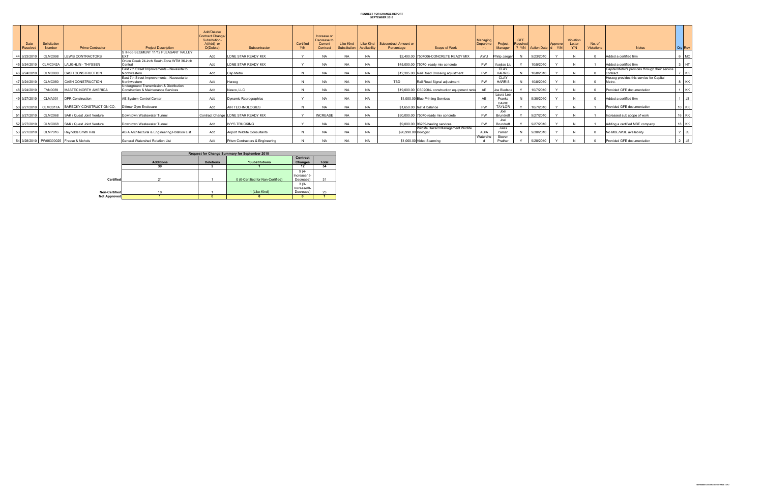# REQUEST FOR CHANGE REPORT
## SEPTEMBER 2010

| | Date Received | Solicitation Number | Prime Contractor | Project Description | Add/Delete/ Contract Change/ Substitution- A(Add) or D(Delete) | Subcontractor | Certified Y/N | Increase or Decrease to Current Contract | Like-Kind Substitution | Like-Kind Availability | Subcontract Amount or Percentage | Scope of Work | Managing Department | Project Manager | GFE Required? Y/N | Action Date | Approved Y/N | Violation Letter Y/N | No. of Violations | Notes | Qty | Rev |
|---|---|---|---|---|---|---|---|---|---|---|---|---|---|---|---|---|---|---|---|---|---|---|
| 44 | 9/23/2010 | CLMC098 | LEWIS CONTRACTORS | S IH-35 SEGMENT 11/12 PLEASANT VALLEY EXT | Add | LONE STAR READY MIX | Y | NA | NA | NA | $2,400.00 | 7507006-CONCRETE READY MIX | AWU | Philip Jaeger | N | 9/23/2010 | Y | N | 0 | Added a certified firm | 6 | MC |
| 45 | 9/24/2010 | CLMC042A | LAUGHLIN - THYSSEN | Onion Creek 24-inch South Zone WTM 36-inch Central | Add | LONE STAR READY MIX | Y | NA | NA | NA | $45,000.00 | 75070- ready mix concrete | PW | Vuejiao Liu | Y | 10/5/2010 | Y | N | 1 | Added a certified firm | 3 | HT |
| 46 | 9/24/2010 | CLMC080 | CASH CONSTRUCTION | East 7th Street Improvements - Navasota to Northwestern | Add | Cap Metro | N | NA | NA | NA | $12,385.00 | Rail Road Crossing adjustment | PW | CLAY HARRIS | N | 10/8/2010 | Y | N | 0 | Capital Metro's provides through their service contract. | 7 | KK |
| 47 | 9/24/2010 | CLMC080 | CASH CONSTRUCTION | East 7th Street Improvements - Navasota to Northwestern | Add | Herzog | N | NA | NA | NA | TBD | Rail Road Signal adjustment | PW | CLAY HARRIS | N | 10/8/2010 | Y | N | 0 | Herzog provides this service for Capital Metro. | 8 | KK |
| 48 | 9/24/2010 | TVN0039 | MASTEC NORTH AMERICA | Underground Transmission & Distribution Construction & Maintenance Services | Add | Nesco, LLC | N | NA | NA | NA | $19,000.00 | CS02004- construction equipment renta | AE | Joe Bledsoe | Y | 10/7/2010 | Y | N | 0 | Provided GFE documentation | 1 | KK |
| 49 | 9/27/2010 | CLMA001 | DPR Construction | AE System Control Center | Add | Dynamic Reprographics | Y | NA | NA | NA | $1,000.00 | Blue Printing Services | AE | Laura Lee Franks | N | 9/30/2010 | Y | N | 0 | Added a certified firm | 1 | JS |
| 50 | 9/27/2010 | CLMC017A | BARECKY CONSTRUCTION CO. | Dittmar Gym Enclosure | Add | AIR TECHNOLOGIES | N | NA | NA | NA | $1,650.00 | test & balance | PW | DAVID TAYLOR | Y | 10/7/2010 | Y | N | 1 | Provided GFE documentation | 10 | KK |
| 51 | 9/27/2010 | CLMC068 | SAK / Quest Joint Venture | Downtown Wastewater Tunnel | Contract Change | LONE STAR READY MIX | Y | INCREASE | NA | NA | $30,000.00 | 75070-ready mix concrete | PW | Joel Brundrett | Y | 9/27/2010 | Y | N | 1 | Increased sub scope of work | 16 | KK |
| 52 | 9/27/2010 | CLMC068 | SAK / Quest Joint Venture | Downtown Wastewater Tunnel | Add | IVY'S TRUCKING | Y | NA | NA | NA | $9,000.00 | 96239-hauling services | PW | Joel Brundrett | Y | 9/27/2010 | Y | N | 1 | Adding a certified MBE company | 18 | KK |
| 53 | 9/27/2010 | CLMP016 | Reynolds Smith Hills | ABIA Architectural & Engineering Rotation List | Add | Airport Wildlife Consultants | N | NA | NA | NA | $96,998.00 | Wildlife Hazard Management Wildlife Biologist | ABIA | Jules Parrish | N | 9/30/2010 | Y | N | 0 | No MBE/WBE availability | 2 | JS |
| 54 | 9/28/2010 | PW06300025 | Freese & Nichols | General Watershed Rotation List | Add | Prism Contractors & Engineering | N | NA | NA | NA | $1,000.00 | Video Scanning | Watershed | Steven Prather | Y | 9/28/2010 | Y | N | 0 | Provided GFE documentation | 2 | JS |

| Request for Change Summary for September 2010 | | | | | |
|---|---|---|---|---|---|
| | Additions | Deletions | *Substitutions | Contract Changes | Total |
| | 39 | 2 | 1 | 12 | 54 |
| Certified | 21 | 1 | 0 (0-Certified for Non-Certified) | 9 (4-Increase/ 5-Decrease) | 31 |
| Non-Certified | 18 | 1 | 1 (Like-Kind) | 3 (3-Increase/0-Decrease) | 23 |
| Not Approved | 1 | 0 | 0 | 0 | 1 |